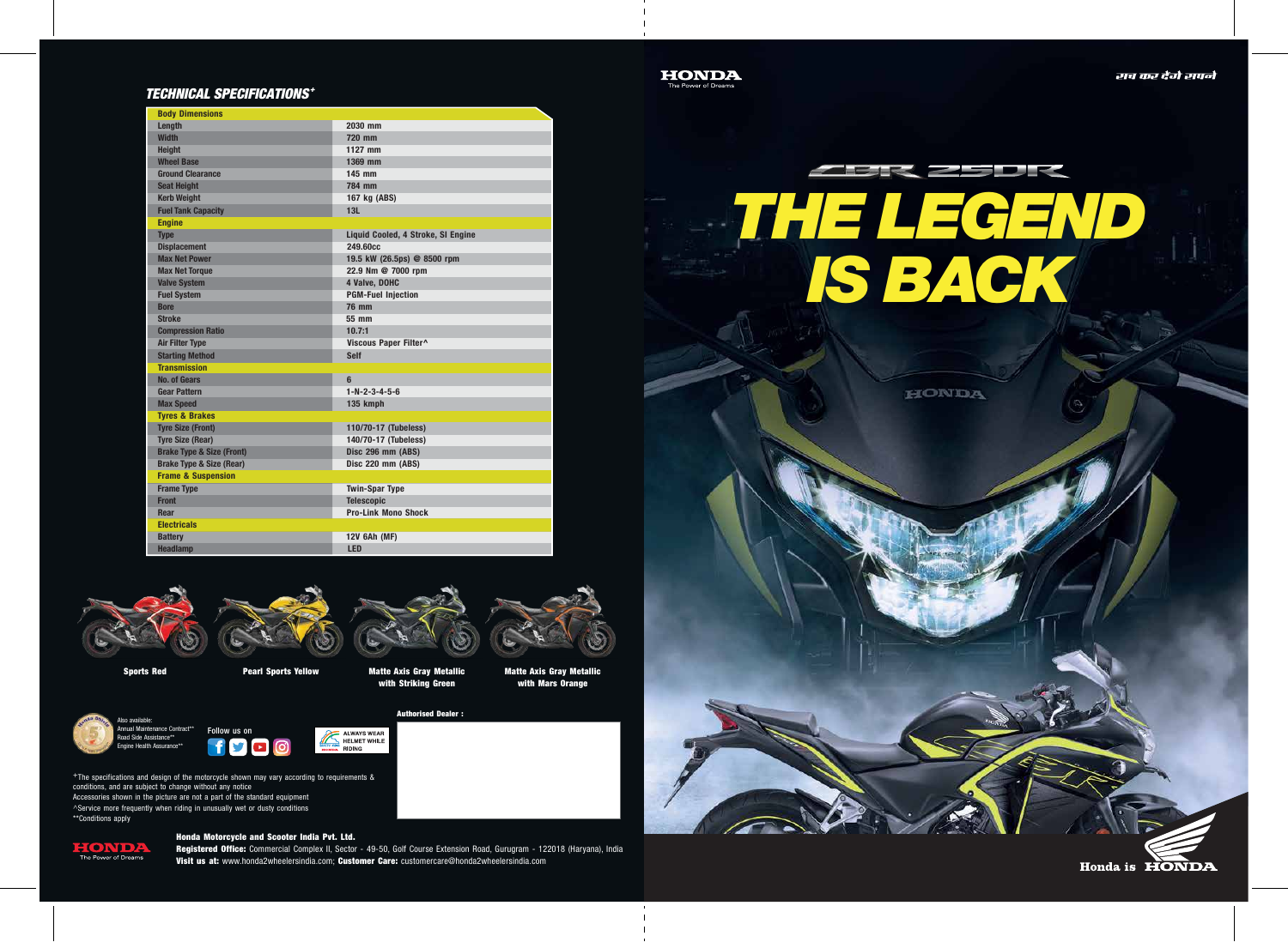## TECHNICAL SPECIFICATIONS+

| Body Dimensions | |
|---|---|
| Length | 2030 mm |
| Width | 720 mm |
| Height | 1127 mm |
| Wheel Base | 1369 mm |
| Ground Clearance | 145 mm |
| Seat Height | 784 mm |
| Kerb Weight | 167 kg (ABS) |
| Fuel Tank Capacity | 13L |
| **Engine** | |
| Type | Liquid Cooled, 4 Stroke, SI Engine |
| Displacement | 249.60cc |
| Max Net Power | 19.5 kW (26.5ps) @ 8500 rpm |
| Max Net Torque | 22.9 Nm @ 7000 rpm |
| Valve System | 4 Valve, DOHC |
| Fuel System | PGM-Fuel Injection |
| Bore | 76 mm |
| Stroke | 55 mm |
| Compression Ratio | 10.7:1 |
| Air Filter Type | Viscous Paper Filter^ |
| Starting Method | Self |
| **Transmission** | |
| No. of Gears | 6 |
| Gear Pattern | 1-N-2-3-4-5-6 |
| Max Speed | 135 kmph |
| **Tyres & Brakes** | |
| Tyre Size (Front) | 110/70-17 (Tubeless) |
| Tyre Size (Rear) | 140/70-17 (Tubeless) |
| Brake Type & Size (Front) | Disc 296 mm (ABS) |
| Brake Type & Size (Rear) | Disc 220 mm (ABS) |
| **Frame & Suspension** | |
| Frame Type | Twin-Spar Type |
| Front | Telescopic |
| Rear | Pro-Link Mono Shock |
| **Electricals** | |
| Battery | 12V 6Ah (MF) |
| Headlamp | LED |

Sports Red

Pearl Sports Yellow

Matte Axis Gray Metallic with Striking Green

Matte Axis Gray Metallic with Mars Orange

Also available:
Annual Maintenance Contract**
Road Side Assistance**
Engine Health Assurance**

Follow us on

ALWAYS WEAR HELMET WHILE RIDING

Authorised Dealer :

+The specifications and design of the motorcycle shown may vary according to requirements & conditions, and are subject to change without any notice
Accessories shown in the picture are not a part of the standard equipment
^Service more frequently when riding in unusually wet or dusty conditions
**Conditions apply

HONDA
The Power of Dreams

**Honda Motorcycle and Scooter India Pvt. Ltd.**
**Registered Office:** Commercial Complex II, Sector - 49-50, Golf Course Extension Road, Gurugram - 122018 (Haryana), India
**Visit us at:** www.honda2wheelersindia.com; **Customer Care:** customercare@honda2wheelersindia.com

HONDA
The Power of Dreams

सच कर देंगे सपने

CBR 250R

# THE LEGEND IS BACK

Honda is HONDA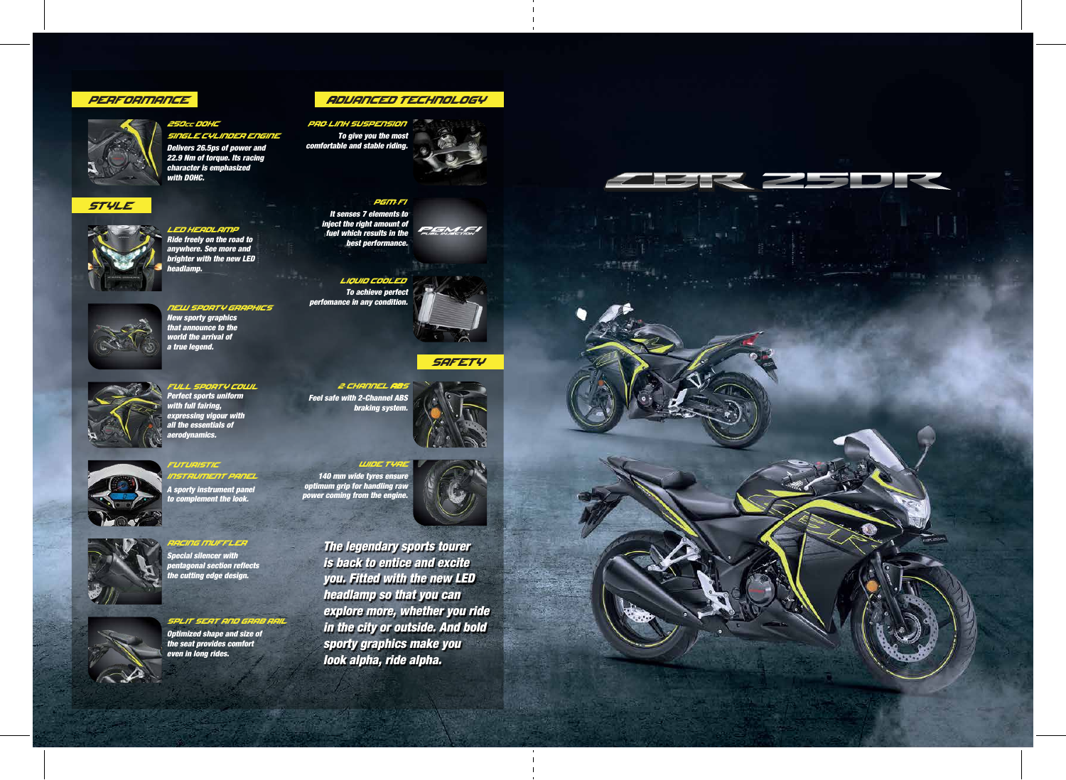# CBR 250R

## PERFORMANCE

### 250cc DOHC SINGLE CYLINDER ENGINE

Delivers 26.5ps of power and 22.9 Nm of torque. Its racing character is emphasized with DOHC.

## STYLE

### LED HEADLAMP

Ride freely on the road to anywhere. See more and brighter with the new LED headlamp.

### NEW SPORTY GRAPHICS

New sporty graphics that announce to the world the arrival of a true legend.

### FULL SPORTY COWL

Perfect sports uniform with full fairing, expressing vigour with all the essentials of aerodynamics.

### FUTURISTIC INSTRUMENT PANEL

A sporty instrument panel to complement the look.

### RACING MUFFLER

Special silencer with pentagonal section reflects the cutting edge design.

### SPLIT SEAT AND GRAB RAIL

Optimized shape and size of the seat provides comfort even in long rides.

## ADVANCED TECHNOLOGY

### PRO LINK SUSPENSION

To give you the most comfortable and stable riding.

### PGM-FI

It senses 7 elements to inject the right amount of fuel which results in the best performance.

PGM-FI FUEL INJECTION

### LIQUID COOLED

To achieve perfect perfomance in any condition.

## SAFETY

### 2 CHANNEL ABS

Feel safe with 2-Channel ABS braking system.

### WIDE TYRE

140 mm wide tyres ensure optimum grip for handling raw power coming from the engine.

***The legendary sports tourer is back to entice and excite you. Fitted with the new LED headlamp so that you can explore more, whether you ride in the city or outside. And bold sporty graphics make you look alpha, ride alpha.***